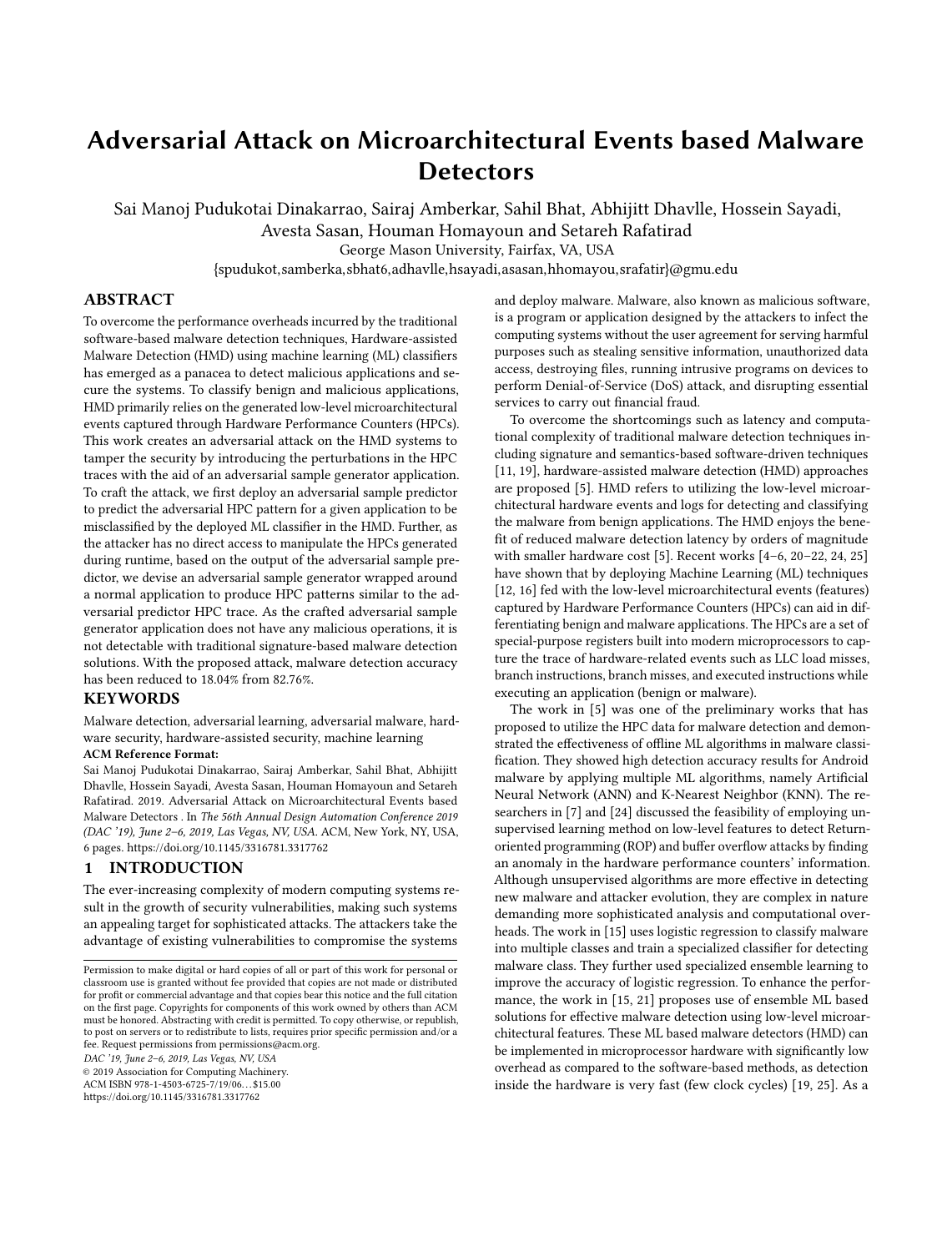# Adversarial Attack on Microarchitectural Events based Malware Detectors

Sai Manoj Pudukotai Dinakarrao, Sairaj Amberkar, Sahil Bhat, Abhijitt Dhavlle, Hossein Sayadi, Avesta Sasan, Houman Homayoun and Setareh Rafatirad

George Mason University, Fairfax, VA, USA

{spudukot,samberka,sbhat6,adhavlle,hsayadi,asasan,hhomayou,srafatir}@gmu.edu

## ABSTRACT

To overcome the performance overheads incurred by the traditional software-based malware detection techniques, Hardware-assisted Malware Detection (HMD) using machine learning (ML) classifiers has emerged as a panacea to detect malicious applications and secure the systems. To classify benign and malicious applications, HMD primarily relies on the generated low-level microarchitectural events captured through Hardware Performance Counters (HPCs). This work creates an adversarial attack on the HMD systems to tamper the security by introducing the perturbations in the HPC traces with the aid of an adversarial sample generator application. To craft the attack, we first deploy an adversarial sample predictor to predict the adversarial HPC pattern for a given application to be misclassified by the deployed ML classifier in the HMD. Further, as the attacker has no direct access to manipulate the HPCs generated during runtime, based on the output of the adversarial sample predictor, we devise an adversarial sample generator wrapped around a normal application to produce HPC patterns similar to the adversarial predictor HPC trace. As the crafted adversarial sample generator application does not have any malicious operations, it is not detectable with traditional signature-based malware detection solutions. With the proposed attack, malware detection accuracy has been reduced to 18.04% from 82.76%.

## KEYWORDS

Malware detection, adversarial learning, adversarial malware, hardware security, hardware-assisted security, machine learning

**ACM Reference Format:**

Sai Manoj Pudukotai Dinakarrao, Sairaj Amberkar, Sahil Bhat, Abhijitt Dhavlle, Hossein Sayadi, Avesta Sasan, Houman Homayoun and Setareh Rafatirad. 2019. Adversarial Attack on Microarchitectural Events based Malware Detectors . In *The 56th Annual Design Automation Conference 2019 (DAC '19), June 2–6, 2019, Las Vegas, NV, USA.* ACM, New York, NY, USA, 6 pages. https://doi.org/10.1145/3316781.3317762

## 1 INTRODUCTION

The ever-increasing complexity of modern computing systems result in the growth of security vulnerabilities, making such systems an appealing target for sophisticated attacks. The attackers take the advantage of existing vulnerabilities to compromise the systems and deploy malware. Malware, also known as malicious software, is a program or application designed by the attackers to infect the computing systems without the user agreement for serving harmful purposes such as stealing sensitive information, unauthorized data access, destroying files, running intrusive programs on devices to perform Denial-of-Service (DoS) attack, and disrupting essential services to carry out financial fraud.

To overcome the shortcomings such as latency and computational complexity of traditional malware detection techniques including signature and semantics-based software-driven techniques [11, 19], hardware-assisted malware detection (HMD) approaches are proposed [5]. HMD refers to utilizing the low-level microarchitectural hardware events and logs for detecting and classifying the malware from benign applications. The HMD enjoys the benefit of reduced malware detection latency by orders of magnitude with smaller hardware cost [5]. Recent works [4–6, 20–22, 24, 25] have shown that by deploying Machine Learning (ML) techniques [12, 16] fed with the low-level microarchitectural events (features) captured by Hardware Performance Counters (HPCs) can aid in differentiating benign and malware applications. The HPCs are a set of special-purpose registers built into modern microprocessors to capture the trace of hardware-related events such as LLC load misses, branch instructions, branch misses, and executed instructions while executing an application (benign or malware).

The work in [5] was one of the preliminary works that has proposed to utilize the HPC data for malware detection and demonstrated the effectiveness of offline ML algorithms in malware classification. They showed high detection accuracy results for Android malware by applying multiple ML algorithms, namely Artificial Neural Network (ANN) and K-Nearest Neighbor (KNN). The researchers in [7] and [24] discussed the feasibility of employing unsupervised learning method on low-level features to detect Return-oriented programming (ROP) and buffer overflow attacks by finding an anomaly in the hardware performance counters' information. Although unsupervised algorithms are more effective in detecting new malware and attacker evolution, they are complex in nature demanding more sophisticated analysis and computational overheads. The work in [15] uses logistic regression to classify malware into multiple classes and train a specialized classifier for detecting malware class. They further used specialized ensemble learning to improve the accuracy of logistic regression. To enhance the performance, the work in [15, 21] proposes use of ensemble ML based solutions for effective malware detection using low-level microarchitectural features. These ML based malware detectors (HMD) can be implemented in microprocessor hardware with significantly low overhead as compared to the software-based methods, as detection inside the hardware is very fast (few clock cycles) [19, 25]. As a

Permission to make digital or hard copies of all or part of this work for personal or classroom use is granted without fee provided that copies are not made or distributed for profit or commercial advantage and that copies bear this notice and the full citation on the first page. Copyrights for components of this work owned by others than ACM must be honored. Abstracting with credit is permitted. To copy otherwise, or republish, to post on servers or to redistribute to lists, requires prior specific permission and/or a fee. Request permissions from permissions@acm.org.

*DAC '19, June 2–6, 2019, Las Vegas, NV, USA*

© 2019 Association for Computing Machinery.

ACM ISBN 978-1-4503-6725-7/19/06…$15.00

https://doi.org/10.1145/3316781.3317762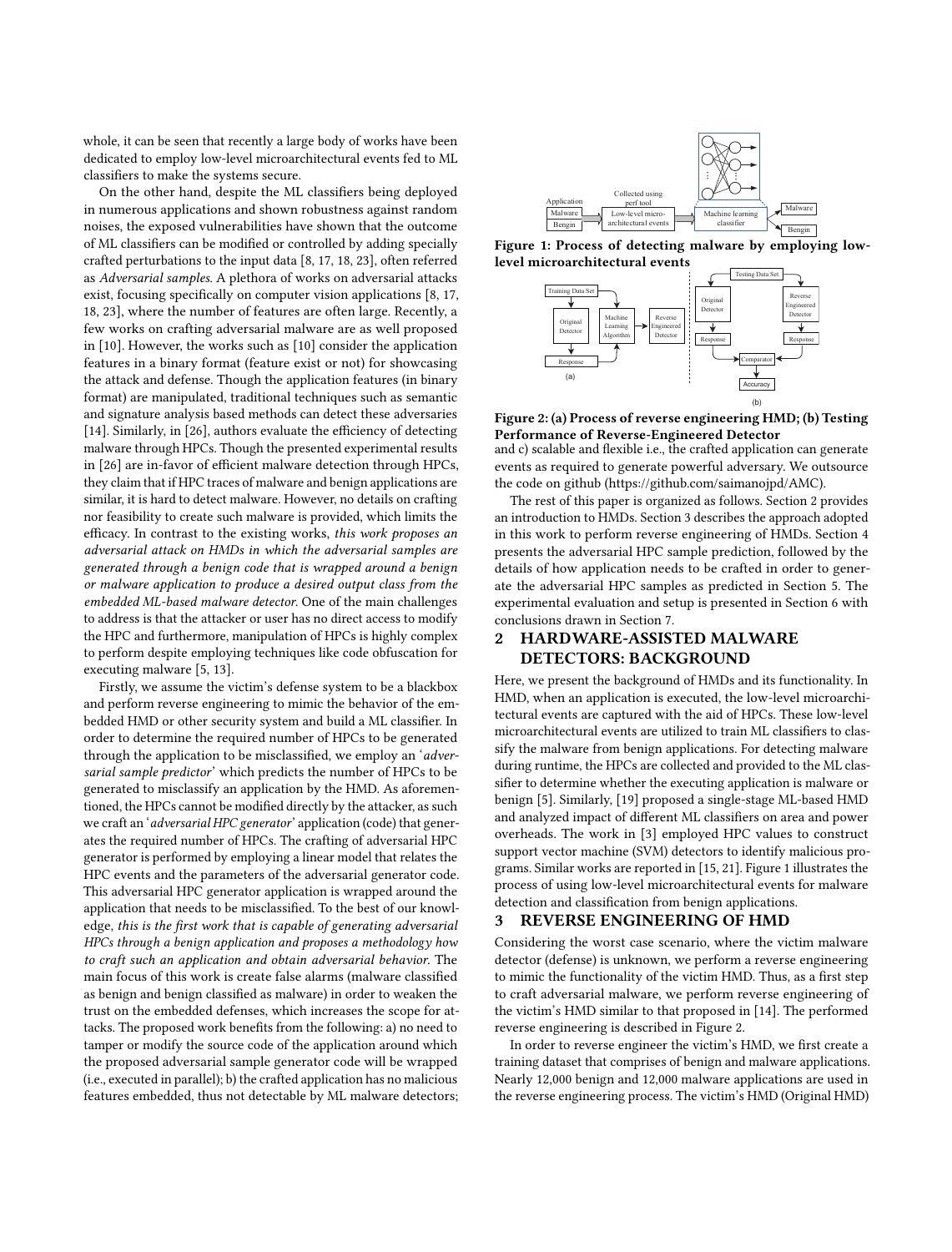whole, it can be seen that recently a large body of works have been dedicated to employ low-level microarchitectural events fed to ML classifiers to make the systems secure.

On the other hand, despite the ML classifiers being deployed in numerous applications and shown robustness against random noises, the exposed vulnerabilities have shown that the outcome of ML classifiers can be modified or controlled by adding specially crafted perturbations to the input data [8, 17, 18, 23], often referred as *Adversarial samples*. A plethora of works on adversarial attacks exist, focusing specifically on computer vision applications [8, 17, 18, 23], where the number of features are often large. Recently, a few works on crafting adversarial malware are as well proposed in [10]. However, the works such as [10] consider the application features in a binary format (feature exist or not) for showcasing the attack and defense. Though the application features (in binary format) are manipulated, traditional techniques such as semantic and signature analysis based methods can detect these adversaries [14]. Similarly, in [26], authors evaluate the efficiency of detecting malware through HPCs. Though the presented experimental results in [26] are in-favor of efficient malware detection through HPCs, they claim that if HPC traces of malware and benign applications are similar, it is hard to detect malware. However, no details on crafting nor feasibility to create such malware is provided, which limits the efficacy. In contrast to the existing works, *this work proposes an adversarial attack on HMDs in which the adversarial samples are generated through a benign code that is wrapped around a benign or malware application to produce a desired output class from the embedded ML-based malware detector.* One of the main challenges to address is that the attacker or user has no direct access to modify the HPC and furthermore, manipulation of HPCs is highly complex to perform despite employing techniques like code obfuscation for executing malware [5, 13].

Firstly, we assume the victim's defense system to be a blackbox and perform reverse engineering to mimic the behavior of the embedded HMD or other security system and build a ML classifier. In order to determine the required number of HPCs to be generated through the application to be misclassified, we employ an '*adversarial sample predictor*' which predicts the number of HPCs to be generated to misclassify an application by the HMD. As aforementioned, the HPCs cannot be modified directly by the attacker, as such we craft an '*adversarial HPC generator*' application (code) that generates the required number of HPCs. The crafting of adversarial HPC generator is performed by employing a linear model that relates the HPC events and the parameters of the adversarial generator code. This adversarial HPC generator application is wrapped around the application that needs to be misclassified. To the best of our knowledge, *this is the first work that is capable of generating adversarial HPCs through a benign application and proposes a methodology how to craft such an application and obtain adversarial behavior.* The main focus of this work is create false alarms (malware classified as benign and benign classified as malware) in order to weaken the trust on the embedded defenses, which increases the scope for attacks. The proposed work benefits from the following: a) no need to tamper or modify the source code of the application around which the proposed adversarial sample generator code will be wrapped (i.e., executed in parallel); b) the crafted application has no malicious features embedded, thus not detectable by ML malware detectors; and c) scalable and flexible i.e., the crafted application can generate events as required to generate powerful adversary. We outsource the code on github (https://github.com/saimanojpd/AMC).

Figure 1: Process of detecting malware by employing low-level microarchitectural events

Figure 2: (a) Process of reverse engineering HMD; (b) Testing Performance of Reverse-Engineered Detector

The rest of this paper is organized as follows. Section 2 provides an introduction to HMDs. Section 3 describes the approach adopted in this work to perform reverse engineering of HMDs. Section 4 presents the adversarial HPC sample prediction, followed by the details of how application needs to be crafted in order to generate the adversarial HPC samples as predicted in Section 5. The experimental evaluation and setup is presented in Section 6 with conclusions drawn in Section 7.

## 2 HARDWARE-ASSISTED MALWARE DETECTORS: BACKGROUND

Here, we present the background of HMDs and its functionality. In HMD, when an application is executed, the low-level microarchitectural events are captured with the aid of HPCs. These low-level microarchitectural events are utilized to train ML classifiers to classify the malware from benign applications. For detecting malware during runtime, the HPCs are collected and provided to the ML classifier to determine whether the executing application is malware or benign [5]. Similarly, [19] proposed a single-stage ML-based HMD and analyzed impact of different ML classifiers on area and power overheads. The work in [3] employed HPC values to construct support vector machine (SVM) detectors to identify malicious programs. Similar works are reported in [15, 21]. Figure 1 illustrates the process of using low-level microarchitectural events for malware detection and classification from benign applications.

## 3 REVERSE ENGINEERING OF HMD

Considering the worst case scenario, where the victim malware detector (defense) is unknown, we perform a reverse engineering to mimic the functionality of the victim HMD. Thus, as a first step to craft adversarial malware, we perform reverse engineering of the victim's HMD similar to that proposed in [14]. The performed reverse engineering is described in Figure 2.

In order to reverse engineer the victim's HMD, we first create a training dataset that comprises of benign and malware applications. Nearly 12,000 benign and 12,000 malware applications are used in the reverse engineering process. The victim's HMD (Original HMD)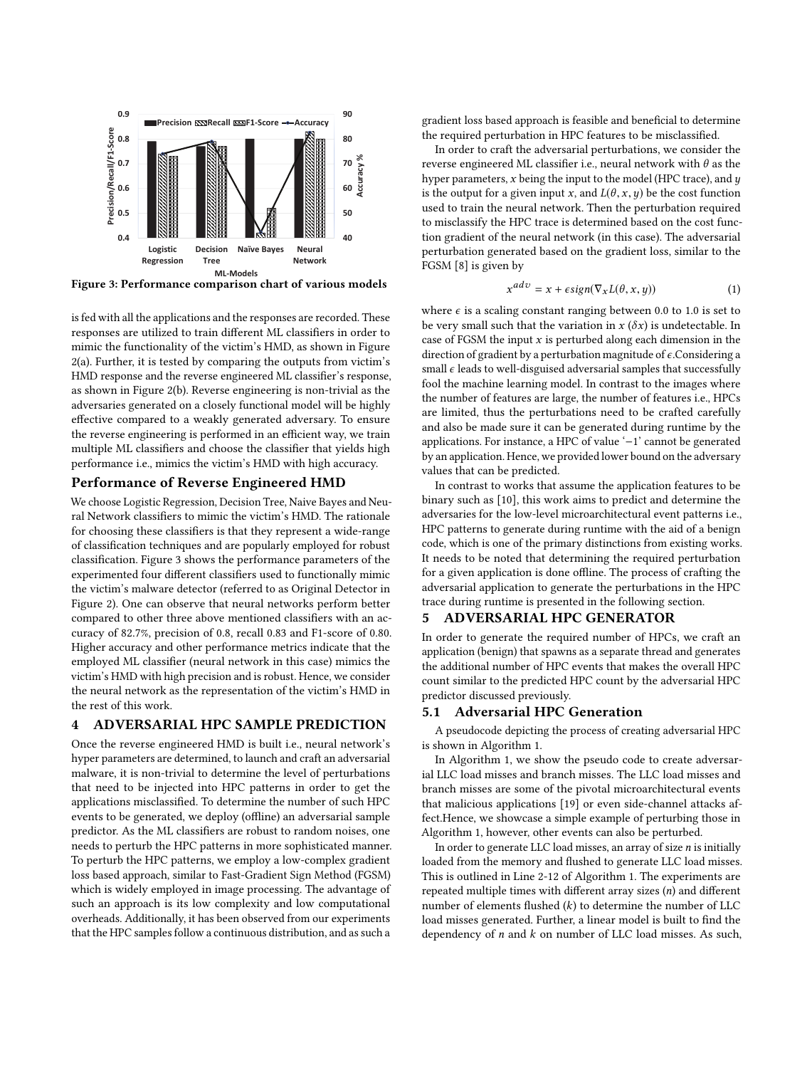Figure 3: Performance comparison chart of various models

is fed with all the applications and the responses are recorded. These responses are utilized to train different ML classifiers in order to mimic the functionality of the victim's HMD, as shown in Figure 2(a). Further, it is tested by comparing the outputs from victim's HMD response and the reverse engineered ML classifier's response, as shown in Figure 2(b). Reverse engineering is non-trivial as the adversaries generated on a closely functional model will be highly effective compared to a weakly generated adversary. To ensure the reverse engineering is performed in an efficient way, we train multiple ML classifiers and choose the classifier that yields high performance i.e., mimics the victim's HMD with high accuracy.

### Performance of Reverse Engineered HMD

We choose Logistic Regression, Decision Tree, Naive Bayes and Neural Network classifiers to mimic the victim's HMD. The rationale for choosing these classifiers is that they represent a wide-range of classification techniques and are popularly employed for robust classification. Figure 3 shows the performance parameters of the experimented four different classifiers used to functionally mimic the victim's malware detector (referred to as Original Detector in Figure 2). One can observe that neural networks perform better compared to other three above mentioned classifiers with an accuracy of 82.7%, precision of 0.8, recall 0.83 and F1-score of 0.80. Higher accuracy and other performance metrics indicate that the employed ML classifier (neural network in this case) mimics the victim's HMD with high precision and is robust. Hence, we consider the neural network as the representation of the victim's HMD in the rest of this work.

## 4 ADVERSARIAL HPC SAMPLE PREDICTION

Once the reverse engineered HMD is built i.e., neural network's hyper parameters are determined, to launch and craft an adversarial malware, it is non-trivial to determine the level of perturbations that need to be injected into HPC patterns in order to get the applications misclassified. To determine the number of such HPC events to be generated, we deploy (offline) an adversarial sample predictor. As the ML classifiers are robust to random noises, one needs to perturb the HPC patterns in more sophisticated manner. To perturb the HPC patterns, we employ a low-complex gradient loss based approach, similar to Fast-Gradient Sign Method (FGSM) which is widely employed in image processing. The advantage of such an approach is its low complexity and low computational overheads. Additionally, it has been observed from our experiments that the HPC samples follow a continuous distribution, and as such a gradient loss based approach is feasible and beneficial to determine the required perturbation in HPC features to be misclassified.

In order to craft the adversarial perturbations, we consider the reverse engineered ML classifier i.e., neural network with $\theta$ as the hyper parameters, $x$ being the input to the model (HPC trace), and $y$ is the output for a given input $x$, and $L(\theta, x, y)$ be the cost function used to train the neural network. Then the perturbation required to misclassify the HPC trace is determined based on the cost function gradient of the neural network (in this case). The adversarial perturbation generated based on the gradient loss, similar to the FGSM [8] is given by

$$x^{adv} = x + \epsilon sign(\nabla_x L(\theta, x, y)) \tag{1}$$

where $\epsilon$ is a scaling constant ranging between 0.0 to 1.0 is set to be very small such that the variation in $x$ ($\delta x$) is undetectable. In case of FGSM the input $x$ is perturbed along each dimension in the direction of gradient by a perturbation magnitude of $\epsilon$.Considering a small $\epsilon$ leads to well-disguised adversarial samples that successfully fool the machine learning model. In contrast to the images where the number of features are large, the number of features i.e., HPCs are limited, thus the perturbations need to be crafted carefully and also be made sure it can be generated during runtime by the applications. For instance, a HPC of value '$-1$' cannot be generated by an application. Hence, we provided lower bound on the adversary values that can be predicted.

In contrast to works that assume the application features to be binary such as [10], this work aims to predict and determine the adversaries for the low-level microarchitectural event patterns i.e., HPC patterns to generate during runtime with the aid of a benign code, which is one of the primary distinctions from existing works. It needs to be noted that determining the required perturbation for a given application is done offline. The process of crafting the adversarial application to generate the perturbations in the HPC trace during runtime is presented in the following section.

## 5 ADVERSARIAL HPC GENERATOR

In order to generate the required number of HPCs, we craft an application (benign) that spawns as a separate thread and generates the additional number of HPC events that makes the overall HPC count similar to the predicted HPC count by the adversarial HPC predictor discussed previously.

### 5.1 Adversarial HPC Generation

A pseudocode depicting the process of creating adversarial HPC is shown in Algorithm 1.

In Algorithm 1, we show the pseudo code to create adversarial LLC load misses and branch misses. The LLC load misses and branch misses are some of the pivotal microarchitectural events that malicious applications [19] or even side-channel attacks affect.Hence, we showcase a simple example of perturbing those in Algorithm 1, however, other events can also be perturbed.

In order to generate LLC load misses, an array of size $n$ is initially loaded from the memory and flushed to generate LLC load misses. This is outlined in Line 2-12 of Algorithm 1. The experiments are repeated multiple times with different array sizes ($n$) and different number of elements flushed ($k$) to determine the number of LLC load misses generated. Further, a linear model is built to find the dependency of $n$ and $k$ on number of LLC load misses. As such,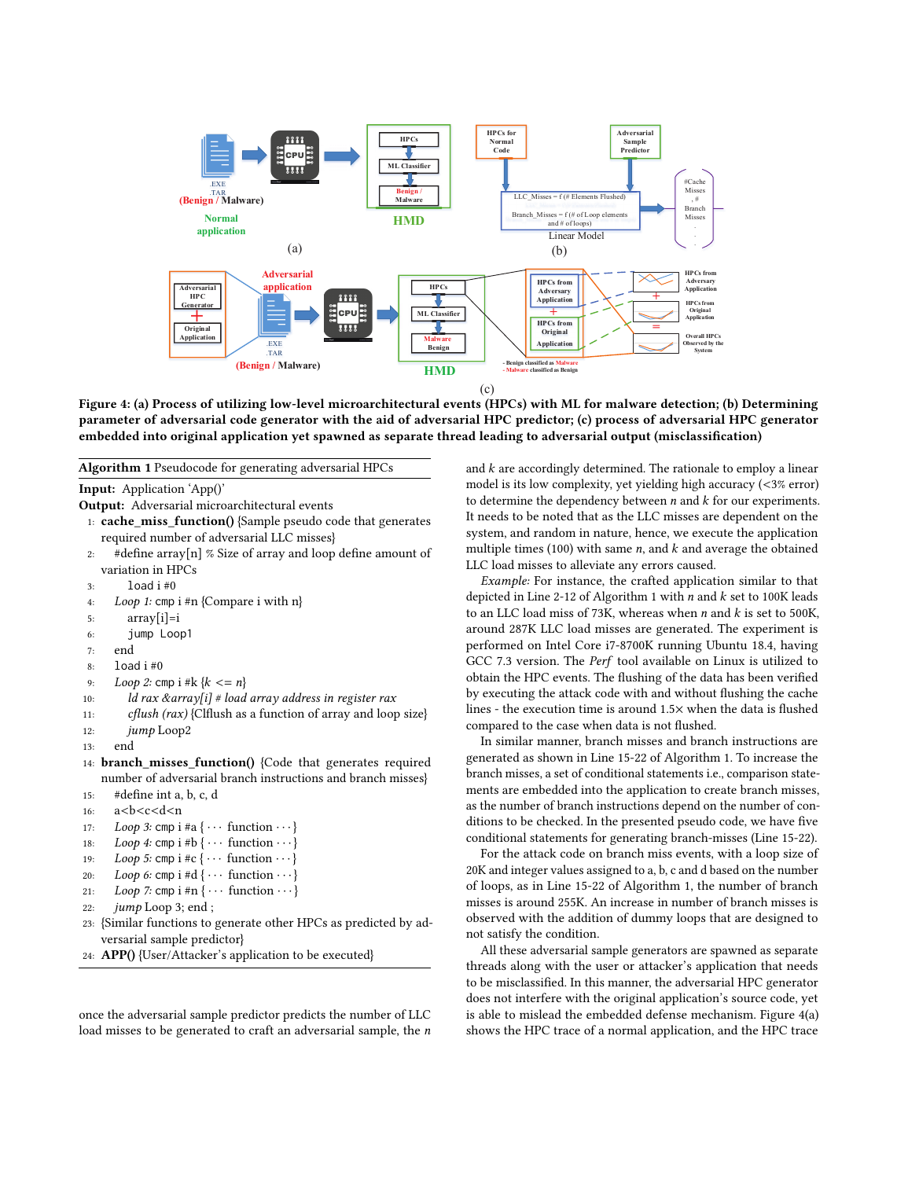Figure 4: (a) Process of utilizing low-level microarchitectural events (HPCs) with ML for malware detection; (b) Determining parameter of adversarial code generator with the aid of adversarial HPC predictor; (c) process of adversarial HPC generator embedded into original application yet spawned as separate thread leading to adversarial output (misclassification)

**Algorithm 1** Pseudocode for generating adversarial HPCs

**Input:** Application 'App()'
**Output:** Adversarial microarchitectural events

```
1:  cache_miss_function() {Sample pseudo code that generates
    required number of adversarial LLC misses}
2:    #define array[n] % Size of array and loop define amount of
      variation in HPCs
3:      load i #0
4:    Loop 1: cmp i #n {Compare i with n}
5:      array[i]=i
6:      jump Loop1
7:    end
8:    load i #0
9:    Loop 2: cmp i #k {k <= n}
10:     ld rax &array[i] # load array address in register rax
11:     cflush (rax) {Clflush as a function of array and loop size}
12:     jump Loop2
13:   end
14: branch_misses_function() {Code that generates required
    number of adversarial branch instructions and branch misses}
15:   #define int a, b, c, d
16:   a<b<c<d<n
17:   Loop 3: cmp i #a { ··· function ··· }
18:   Loop 4: cmp i #b { ··· function ··· }
19:   Loop 5: cmp i #c { ··· function ··· }
20:   Loop 6: cmp i #d { ··· function ··· }
21:   Loop 7: cmp i #n { ··· function ··· }
22:   jump Loop 3; end ;
23: {Similar functions to generate other HPCs as predicted by ad-
    versarial sample predictor}
24: APP() {User/Attacker's application to be executed}
```

once the adversarial sample predictor predicts the number of LLC load misses to be generated to craft an adversarial sample, the $n$ and $k$ are accordingly determined. The rationale to employ a linear model is its low complexity, yet yielding high accuracy (<3% error) to determine the dependency between $n$ and $k$ for our experiments. It needs to be noted that as the LLC misses are dependent on the system, and random in nature, hence, we execute the application multiple times (100) with same $n$, and $k$ and average the obtained LLC load misses to alleviate any errors caused.

*Example:* For instance, the crafted application similar to that depicted in Line 2-12 of Algorithm 1 with $n$ and $k$ set to 100K leads to an LLC load miss of 73K, whereas when $n$ and $k$ is set to 500K, around 287K LLC load misses are generated. The experiment is performed on Intel Core i7-8700K running Ubuntu 18.4, having GCC 7.3 version. The *Perf* tool available on Linux is utilized to obtain the HPC events. The flushing of the data has been verified by executing the attack code with and without flushing the cache lines - the execution time is around 1.5× when the data is flushed compared to the case when data is not flushed.

In similar manner, branch misses and branch instructions are generated as shown in Line 15-22 of Algorithm 1. To increase the branch misses, a set of conditional statements i.e., comparison statements are embedded into the application to create branch misses, as the number of branch instructions depend on the number of conditions to be checked. In the presented pseudo code, we have five conditional statements for generating branch-misses (Line 15-22).

For the attack code on branch miss events, with a loop size of 20K and integer values assigned to a, b, c and d based on the number of loops, as in Line 15-22 of Algorithm 1, the number of branch misses is around 255K. An increase in number of branch misses is observed with the addition of dummy loops that are designed to not satisfy the condition.

All these adversarial sample generators are spawned as separate threads along with the user or attacker's application that needs to be misclassified. In this manner, the adversarial HPC generator does not interfere with the original application's source code, yet is able to mislead the embedded defense mechanism. Figure 4(a) shows the HPC trace of a normal application, and the HPC trace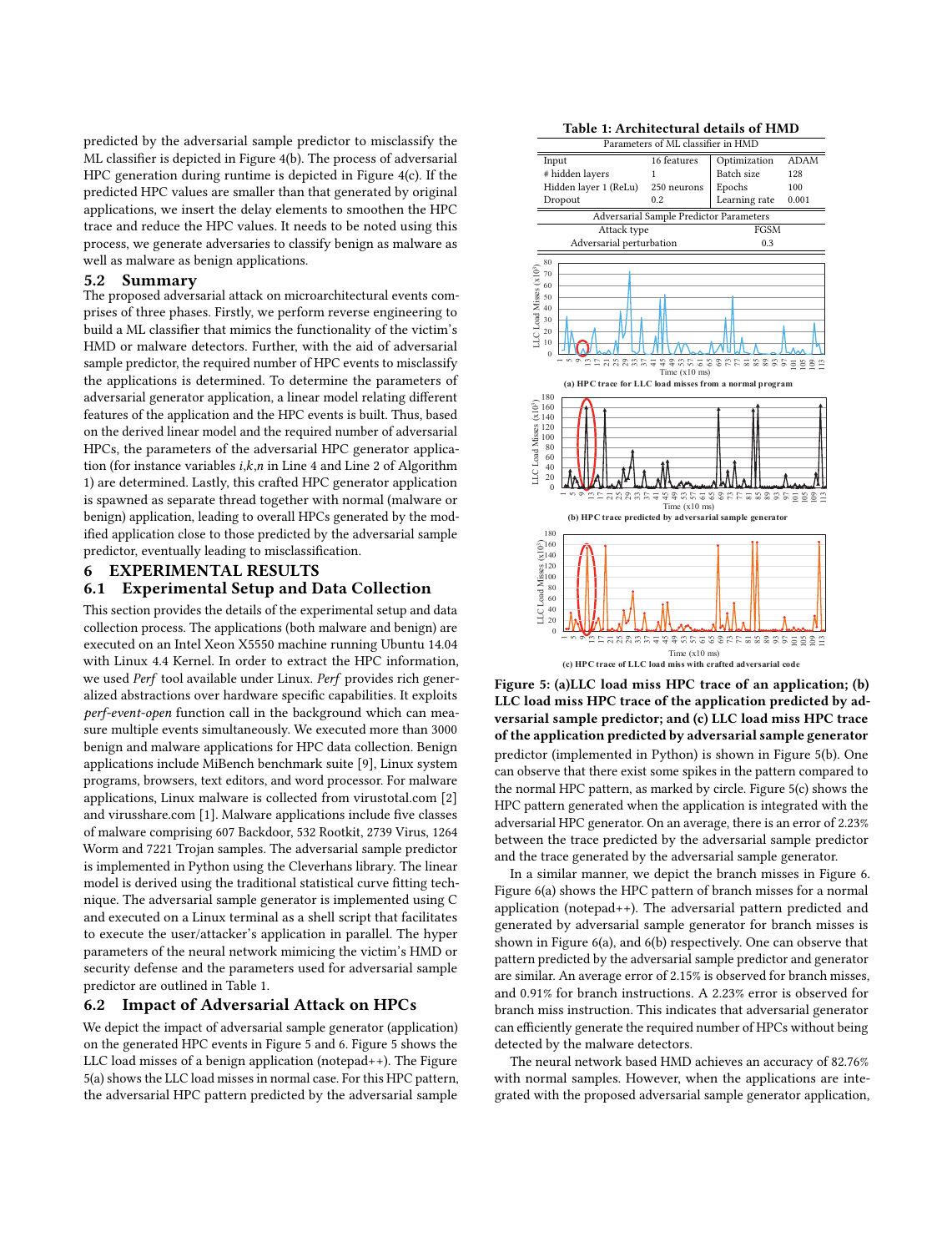predicted by the adversarial sample predictor to misclassify the ML classifier is depicted in Figure 4(b). The process of adversarial HPC generation during runtime is depicted in Figure 4(c). If the predicted HPC values are smaller than that generated by original applications, we insert the delay elements to smoothen the HPC trace and reduce the HPC values. It needs to be noted using this process, we generate adversaries to classify benign as malware as well as malware as benign applications.

## 5.2 Summary

The proposed adversarial attack on microarchitectural events comprises of three phases. Firstly, we perform reverse engineering to build a ML classifier that mimics the functionality of the victim's HMD or malware detectors. Further, with the aid of adversarial sample predictor, the required number of HPC events to misclassify the applications is determined. To determine the parameters of adversarial generator application, a linear model relating different features of the application and the HPC events is built. Thus, based on the derived linear model and the required number of adversarial HPCs, the parameters of the adversarial HPC generator application (for instance variables *i*,*k*,*n* in Line 4 and Line 2 of Algorithm 1) are determined. Lastly, this crafted HPC generator application is spawned as separate thread together with normal (malware or benign) application, leading to overall HPCs generated by the modified application close to those predicted by the adversarial sample predictor, eventually leading to misclassification.

# 6 EXPERIMENTAL RESULTS

## 6.1 Experimental Setup and Data Collection

This section provides the details of the experimental setup and data collection process. The applications (both malware and benign) are executed on an Intel Xeon X5550 machine running Ubuntu 14.04 with Linux 4.4 Kernel. In order to extract the HPC information, we used *Perf* tool available under Linux. *Perf* provides rich generalized abstractions over hardware specific capabilities. It exploits *perf-event-open* function call in the background which can measure multiple events simultaneously. We executed more than 3000 benign and malware applications for HPC data collection. Benign applications include MiBench benchmark suite [9], Linux system programs, browsers, text editors, and word processor. For malware applications, Linux malware is collected from virustotal.com [2] and virusshare.com [1]. Malware applications include five classes of malware comprising 607 Backdoor, 532 Rootkit, 2739 Virus, 1264 Worm and 7221 Trojan samples. The adversarial sample predictor is implemented in Python using the Cleverhans library. The linear model is derived using the traditional statistical curve fitting technique. The adversarial sample generator is implemented using C and executed on a Linux terminal as a shell script that facilitates to execute the user/attacker's application in parallel. The hyper parameters of the neural network mimicing the victim's HMD or security defense and the parameters used for adversarial sample predictor are outlined in Table 1.

## 6.2 Impact of Adversarial Attack on HPCs

We depict the impact of adversarial sample generator (application) on the generated HPC events in Figure 5 and 6. Figure 5 shows the LLC load misses of a benign application (notepad++). The Figure 5(a) shows the LLC load misses in normal case. For this HPC pattern, the adversarial HPC pattern predicted by the adversarial sample predictor (implemented in Python) is shown in Figure 5(b). One can observe that there exist some spikes in the pattern compared to the normal HPC pattern, as marked by circle. Figure 5(c) shows the HPC pattern generated when the application is integrated with the adversarial HPC generator. On an average, there is an error of 2.23% between the trace predicted by the adversarial sample predictor and the trace generated by the adversarial sample generator.

**Table 1: Architectural details of HMD**

| Parameters of ML classifier in HMD | | | |
|---|---|---|---|
| Input | 16 features | Optimization | ADAM |
| # hidden layers | 1 | Batch size | 128 |
| Hidden layer 1 (ReLu) | 250 neurons | Epochs | 100 |
| Dropout | 0.2 | Learning rate | 0.001 |
| **Adversarial Sample Predictor Parameters** | | | |
| Attack type | FGSM | | |
| Adversarial perturbation | 0.3 | | |

**Figure 5: (a)LLC load miss HPC trace of an application; (b) LLC load miss HPC trace of the application predicted by adversarial sample predictor; and (c) LLC load miss HPC trace of the application predicted by adversarial sample generator**

In a similar manner, we depict the branch misses in Figure 6. Figure 6(a) shows the HPC pattern of branch misses for a normal application (notepad++). The adversarial pattern predicted and generated by adversarial sample generator for branch misses is shown in Figure 6(a), and 6(b) respectively. One can observe that pattern predicted by the adversarial sample predictor and generator are similar. An average error of 2.15% is observed for branch misses, and 0.91% for branch instructions. A 2.23% error is observed for branch miss instruction. This indicates that adversarial generator can efficiently generate the required number of HPCs without being detected by the malware detectors.

The neural network based HMD achieves an accuracy of 82.76% with normal samples. However, when the applications are integrated with the proposed adversarial sample generator application,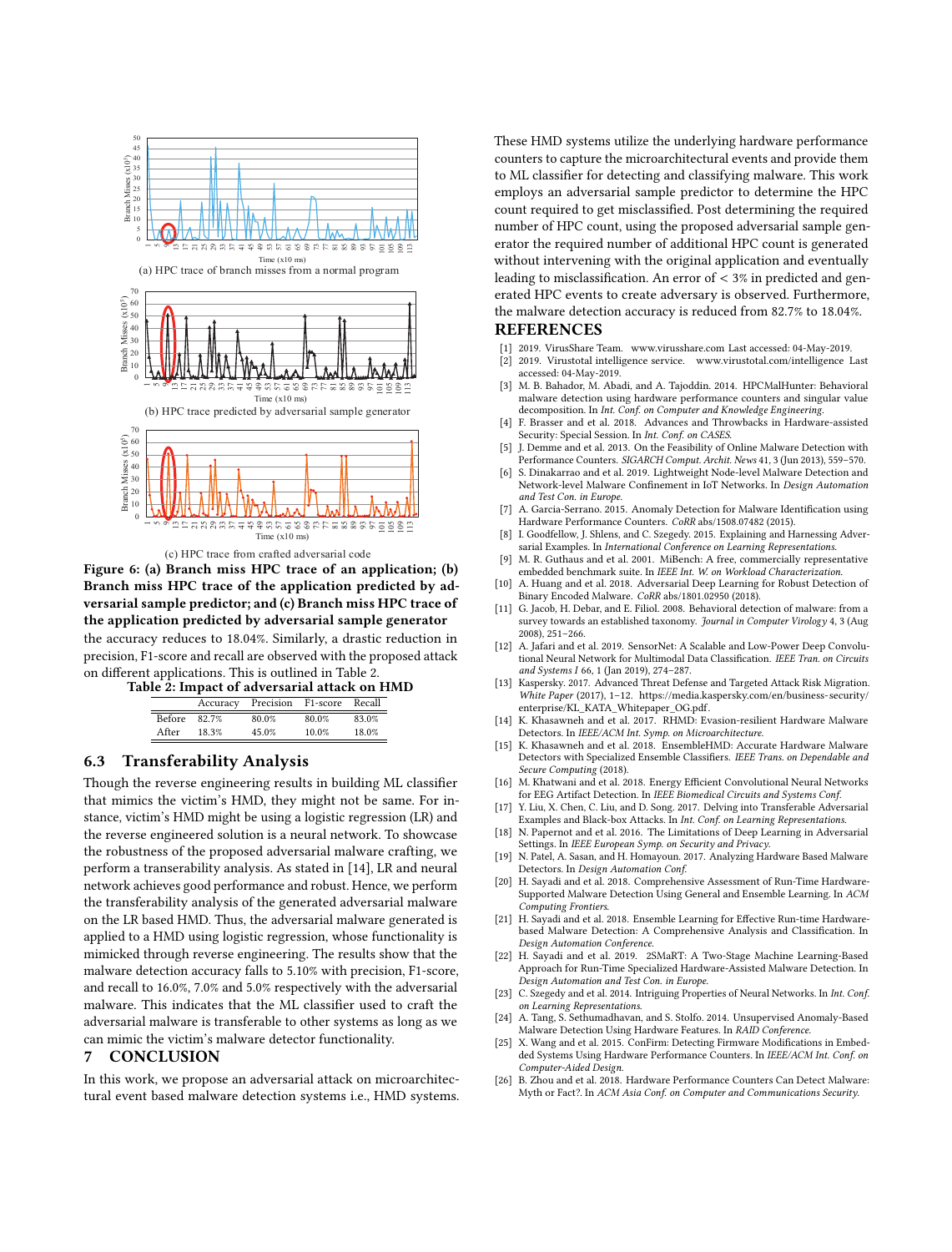Branch Misses (x10^5)

50
45
40
35
30
25
20
15
10
5
0

1 5 9 13 17 21 25 29 33 37 41 45 49 53 57 61 65 69 73 77 81 85 89 93 97 101 105 109 113

Time (x10 ms)

(a) HPC trace of branch misses from a normal program

Branch Misses (x10^5)

70
60
50
40
30
20
10
0

1 5 9 13 17 21 25 29 33 37 41 45 49 53 57 61 65 69 73 77 81 85 89 93 97 101 105 109 113

Time (x10 ms)

(b) HPC trace predicted by adversarial sample generator

Branch Misses (x10^5)

70
60
50
40
30
20
10
0

1 5 9 13 17 21 25 29 33 37 41 45 49 53 57 61 65 69 73 77 81 85 89 93 97 101 105 109 113

Time (x10 ms)

(c) HPC trace from crafted adversarial code

**Figure 6: (a) Branch miss HPC trace of an application; (b) Branch miss HPC trace of the application predicted by adversarial sample predictor; and (c) Branch miss HPC trace of the application predicted by adversarial sample generator**

the accuracy reduces to 18.04%. Similarly, a drastic reduction in precision, F1-score and recall are observed with the proposed attack on different applications. This is outlined in Table 2.

**Table 2: Impact of adversarial attack on HMD**

| | Accuracy | Precision | F1-score | Recall |
|---|---|---|---|---|
| Before | 82.7% | 80.0% | 80.0% | 83.0% |
| After | 18.3% | 45.0% | 10.0% | 18.0% |

## 6.3 Transferability Analysis

Though the reverse engineering results in building ML classifier that mimics the victim's HMD, they might not be same. For instance, victim's HMD might be using a logistic regression (LR) and the reverse engineered solution is a neural network. To showcase the robustness of the proposed adversarial malware crafting, we perform a transerability analysis. As stated in [14], LR and neural network achieves good performance and robust. Hence, we perform the transferability analysis of the generated adversarial malware on the LR based HMD. Thus, the adversarial malware generated is applied to a HMD using logistic regression, whose functionality is mimicked through reverse engineering. The results show that the malware detection accuracy falls to 5.10% with precision, F1-score, and recall to 16.0%, 7.0% and 5.0% respectively with the adversarial malware. This indicates that the ML classifier used to craft the adversarial malware is transferable to other systems as long as we can mimic the victim's malware detector functionality.

# 7 CONCLUSION

In this work, we propose an adversarial attack on microarchitectural event based malware detection systems i.e., HMD systems. These HMD systems utilize the underlying hardware performance counters to capture the microarchitectural events and provide them to ML classifier for detecting and classifying malware. This work employs an adversarial sample predictor to determine the HPC count required to get misclassified. Post determining the required number of HPC count, using the proposed adversarial sample generator the required number of additional HPC count is generated without intervening with the original application and eventually leading to misclassification. An error of < 3% in predicted and generated HPC events to create adversary is observed. Furthermore, the malware detection accuracy is reduced from 82.7% to 18.04%.

# REFERENCES

[1] 2019. VirusShare Team. www.virusshare.com Last accessed: 04-May-2019.
[2] 2019. Virustotal intelligence service. www.virustotal.com/intelligence Last accessed: 04-May-2019.
[3] M. B. Bahador, M. Abadi, and A. Tajoddin. 2014. HPCMalHunter: Behavioral malware detection using hardware performance counters and singular value decomposition. In *Int. Conf. on Computer and Knowledge Engineering*.
[4] F. Brasser and et al. 2018. Advances and Throwbacks in Hardware-assisted Security: Special Session. In *Int. Conf. on CASES*.
[5] J. Demme and et al. 2013. On the Feasibility of Online Malware Detection with Performance Counters. *SIGARCH Comput. Archit. News* 41, 3 (Jun 2013), 559–570.
[6] S. Dinakarrao and et al. 2019. Lightweight Node-level Malware Detection and Network-level Malware Confinement in IoT Networks. In *Design Automation and Test Con. in Europe*.
[7] A. Garcia-Serrano. 2015. Anomaly Detection for Malware Identification using Hardware Performance Counters. *CoRR* abs/1508.07482 (2015).
[8] I. Goodfellow, J. Shlens, and C. Szegedy. 2015. Explaining and Harnessing Adversarial Examples. In *International Conference on Learning Representations*.
[9] M. R. Guthaus and et al. 2001. MiBench: A free, commercially representative embedded benchmark suite. In *IEEE Int. W. on Workload Characterization*.
[10] A. Huang and et al. 2018. Adversarial Deep Learning for Robust Detection of Binary Encoded Malware. *CoRR* abs/1801.02950 (2018).
[11] G. Jacob, H. Debar, and E. Filiol. 2008. Behavioral detection of malware: from a survey towards an established taxonomy. *Journal in Computer Virology* 4, 3 (Aug 2008), 251–266.
[12] A. Jafari and et al. 2019. SensorNet: A Scalable and Low-Power Deep Convolutional Neural Network for Multimodal Data Classification. *IEEE Tran. on Circuits and Systems I* 66, 1 (Jan 2019), 274–287.
[13] Kaspersky. 2017. Advanced Threat Defense and Targeted Attack Risk Migration. *White Paper* (2017), 1–12. https://media.kaspersky.com/en/business-security/enterprise/KL_KATA_Whitepaper_OG.pdf.
[14] K. Khasawneh and et al. 2017. RHMD: Evasion-resilient Hardware Malware Detectors. In *IEEE/ACM Int. Symp. on Microarchitecture*.
[15] K. Khasawneh and et al. 2018. EnsembleHMD: Accurate Hardware Malware Detectors with Specialized Ensemble Classifiers. *IEEE Trans. on Dependable and Secure Computing* (2018).
[16] M. Khatwani and et al. 2018. Energy Efficient Convolutional Neural Networks for EEG Artifact Detection. In *IEEE Biomedical Circuits and Systems Conf.*
[17] Y. Liu, X. Chen, C. Liu, and D. Song. 2017. Delving into Transferable Adversarial Examples and Black-box Attacks. In *Int. Conf. on Learning Representations*.
[18] N. Papernot and et al. 2016. The Limitations of Deep Learning in Adversarial Settings. In *IEEE European Symp. on Security and Privacy*.
[19] N. Patel, A. Sasan, and H. Homayoun. 2017. Analyzing Hardware Based Malware Detectors. In *Design Automation Conf.*
[20] H. Sayadi and et al. 2018. Comprehensive Assessment of Run-Time Hardware-Supported Malware Detection Using General and Ensemble Learning. In *ACM Computing Frontiers*.
[21] H. Sayadi and et al. 2018. Ensemble Learning for Effective Run-time Hardware-based Malware Detection: A Comprehensive Analysis and Classification. In *Design Automation Conference*.
[22] H. Sayadi and et al. 2019. 2SMaRT: A Two-Stage Machine Learning-Based Approach for Run-Time Specialized Hardware-Assisted Malware Detection. In *Design Automation and Test Con. in Europe*.
[23] C. Szegedy and et al. 2014. Intriguing Properties of Neural Networks. In *Int. Conf. on Learning Representations*.
[24] A. Tang, S. Sethumadhavan, and S. Stolfo. 2014. Unsupervised Anomaly-Based Malware Detection Using Hardware Features. In *RAID Conference*.
[25] X. Wang and et al. 2015. ConFirm: Detecting Firmware Modifications in Embedded Systems Using Hardware Performance Counters. In *IEEE/ACM Int. Conf. on Computer-Aided Design*.
[26] B. Zhou and et al. 2018. Hardware Performance Counters Can Detect Malware: Myth or Fact?. In *ACM Asia Conf. on Computer and Communications Security*.